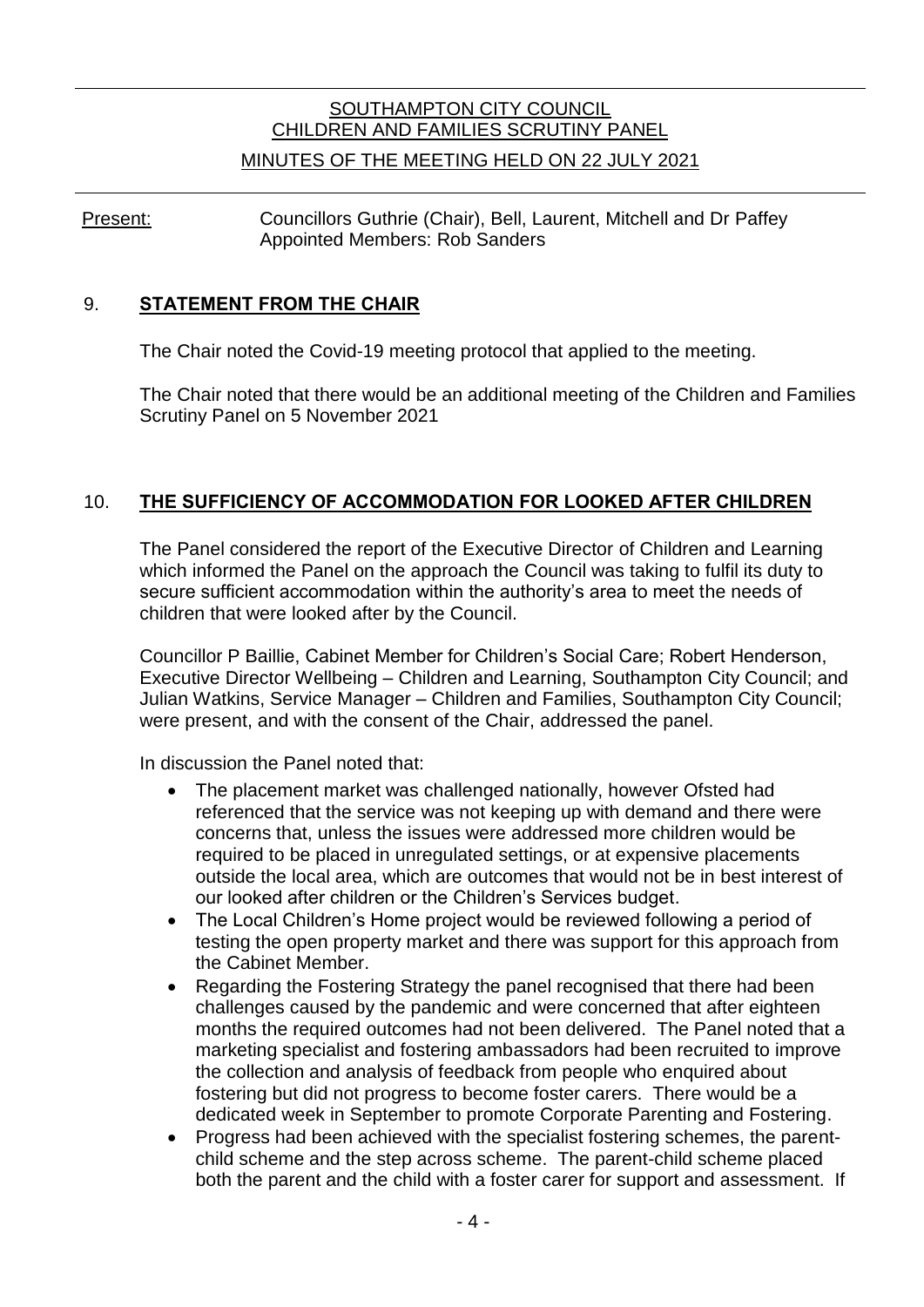# SOUTHAMPTON CITY COUNCIL
## CHILDREN AND FAMILIES SCRUTINY PANEL
### MINUTES OF THE MEETING HELD ON 22 JULY 2021

Present: Councillors Guthrie (Chair), Bell, Laurent, Mitchell and Dr Paffey
Appointed Members: Rob Sanders

## 9. STATEMENT FROM THE CHAIR

The Chair noted the Covid-19 meeting protocol that applied to the meeting.

The Chair noted that there would be an additional meeting of the Children and Families Scrutiny Panel on 5 November 2021

## 10. THE SUFFICIENCY OF ACCOMMODATION FOR LOOKED AFTER CHILDREN

The Panel considered the report of the Executive Director of Children and Learning which informed the Panel on the approach the Council was taking to fulfil its duty to secure sufficient accommodation within the authority's area to meet the needs of children that were looked after by the Council.

Councillor P Baillie, Cabinet Member for Children's Social Care; Robert Henderson, Executive Director Wellbeing – Children and Learning, Southampton City Council; and Julian Watkins, Service Manager – Children and Families, Southampton City Council; were present, and with the consent of the Chair, addressed the panel.

In discussion the Panel noted that:

- The placement market was challenged nationally, however Ofsted had referenced that the service was not keeping up with demand and there were concerns that, unless the issues were addressed more children would be required to be placed in unregulated settings, or at expensive placements outside the local area, which are outcomes that would not be in best interest of our looked after children or the Children's Services budget.
- The Local Children's Home project would be reviewed following a period of testing the open property market and there was support for this approach from the Cabinet Member.
- Regarding the Fostering Strategy the panel recognised that there had been challenges caused by the pandemic and were concerned that after eighteen months the required outcomes had not been delivered. The Panel noted that a marketing specialist and fostering ambassadors had been recruited to improve the collection and analysis of feedback from people who enquired about fostering but did not progress to become foster carers. There would be a dedicated week in September to promote Corporate Parenting and Fostering.
- Progress had been achieved with the specialist fostering schemes, the parent-child scheme and the step across scheme. The parent-child scheme placed both the parent and the child with a foster carer for support and assessment. If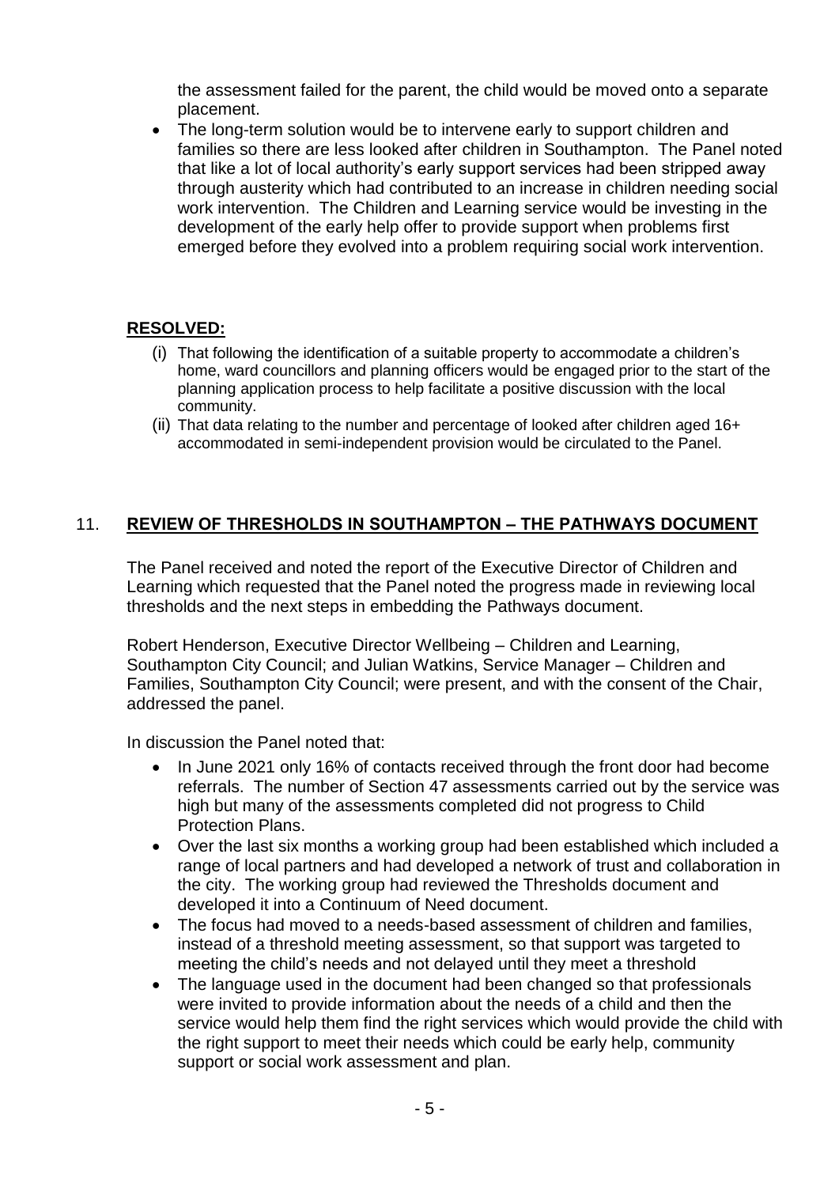the assessment failed for the parent, the child would be moved onto a separate placement.

- The long-term solution would be to intervene early to support children and families so there are less looked after children in Southampton. The Panel noted that like a lot of local authority's early support services had been stripped away through austerity which had contributed to an increase in children needing social work intervention. The Children and Learning service would be investing in the development of the early help offer to provide support when problems first emerged before they evolved into a problem requiring social work intervention.

**RESOLVED:**

(i) That following the identification of a suitable property to accommodate a children's home, ward councillors and planning officers would be engaged prior to the start of the planning application process to help facilitate a positive discussion with the local community.

(ii) That data relating to the number and percentage of looked after children aged 16+ accommodated in semi-independent provision would be circulated to the Panel.

## 11. REVIEW OF THRESHOLDS IN SOUTHAMPTON – THE PATHWAYS DOCUMENT

The Panel received and noted the report of the Executive Director of Children and Learning which requested that the Panel noted the progress made in reviewing local thresholds and the next steps in embedding the Pathways document.

Robert Henderson, Executive Director Wellbeing – Children and Learning, Southampton City Council; and Julian Watkins, Service Manager – Children and Families, Southampton City Council; were present, and with the consent of the Chair, addressed the panel.

In discussion the Panel noted that:

- In June 2021 only 16% of contacts received through the front door had become referrals. The number of Section 47 assessments carried out by the service was high but many of the assessments completed did not progress to Child Protection Plans.
- Over the last six months a working group had been established which included a range of local partners and had developed a network of trust and collaboration in the city. The working group had reviewed the Thresholds document and developed it into a Continuum of Need document.
- The focus had moved to a needs-based assessment of children and families, instead of a threshold meeting assessment, so that support was targeted to meeting the child's needs and not delayed until they meet a threshold
- The language used in the document had been changed so that professionals were invited to provide information about the needs of a child and then the service would help them find the right services which would provide the child with the right support to meet their needs which could be early help, community support or social work assessment and plan.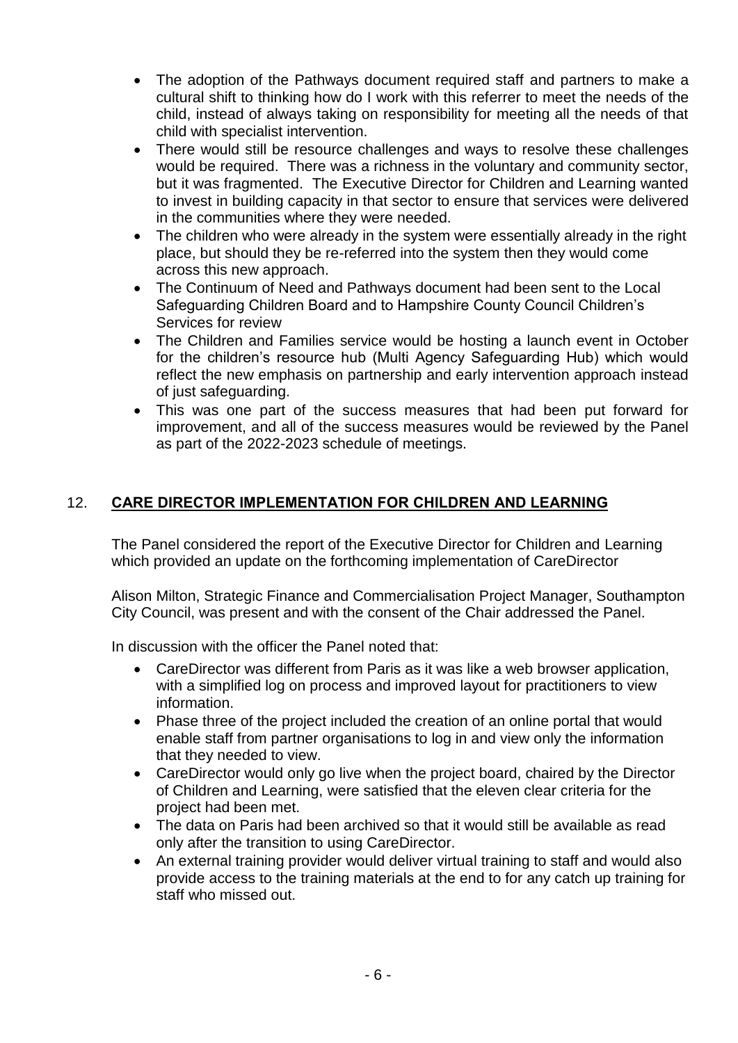- The adoption of the Pathways document required staff and partners to make a cultural shift to thinking how do I work with this referrer to meet the needs of the child, instead of always taking on responsibility for meeting all the needs of that child with specialist intervention.
- There would still be resource challenges and ways to resolve these challenges would be required. There was a richness in the voluntary and community sector, but it was fragmented. The Executive Director for Children and Learning wanted to invest in building capacity in that sector to ensure that services were delivered in the communities where they were needed.
- The children who were already in the system were essentially already in the right place, but should they be re-referred into the system then they would come across this new approach.
- The Continuum of Need and Pathways document had been sent to the Local Safeguarding Children Board and to Hampshire County Council Children's Services for review
- The Children and Families service would be hosting a launch event in October for the children's resource hub (Multi Agency Safeguarding Hub) which would reflect the new emphasis on partnership and early intervention approach instead of just safeguarding.
- This was one part of the success measures that had been put forward for improvement, and all of the success measures would be reviewed by the Panel as part of the 2022-2023 schedule of meetings.

## 12. CARE DIRECTOR IMPLEMENTATION FOR CHILDREN AND LEARNING

The Panel considered the report of the Executive Director for Children and Learning which provided an update on the forthcoming implementation of CareDirector

Alison Milton, Strategic Finance and Commercialisation Project Manager, Southampton City Council, was present and with the consent of the Chair addressed the Panel.

In discussion with the officer the Panel noted that:

- CareDirector was different from Paris as it was like a web browser application, with a simplified log on process and improved layout for practitioners to view information.
- Phase three of the project included the creation of an online portal that would enable staff from partner organisations to log in and view only the information that they needed to view.
- CareDirector would only go live when the project board, chaired by the Director of Children and Learning, were satisfied that the eleven clear criteria for the project had been met.
- The data on Paris had been archived so that it would still be available as read only after the transition to using CareDirector.
- An external training provider would deliver virtual training to staff and would also provide access to the training materials at the end to for any catch up training for staff who missed out.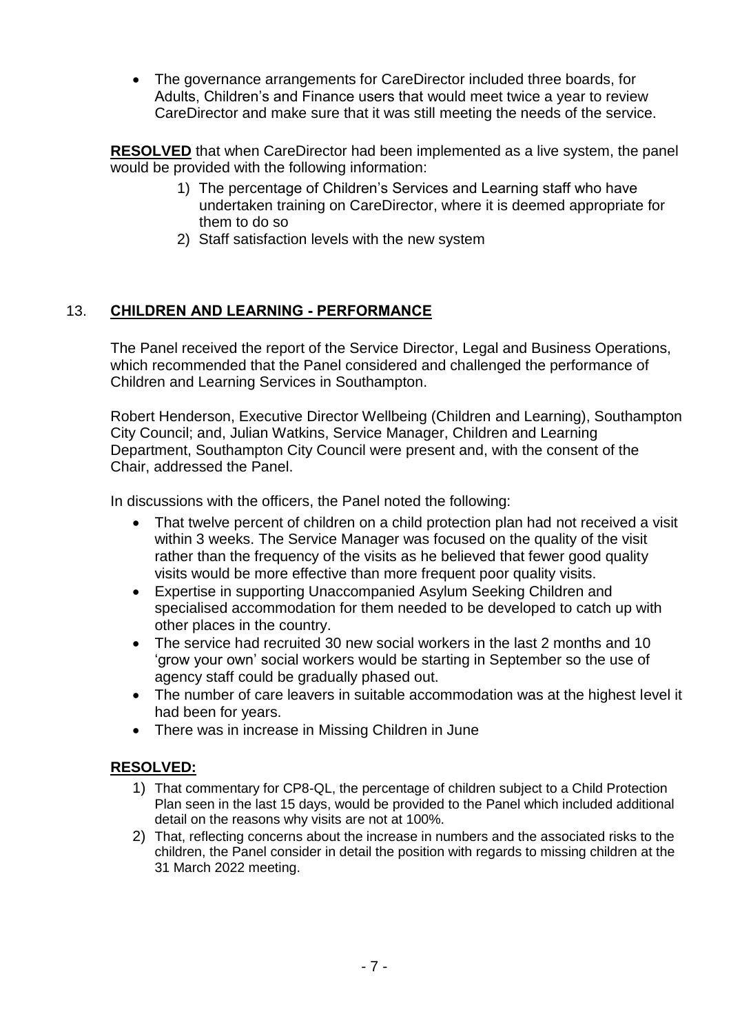- The governance arrangements for CareDirector included three boards, for Adults, Children's and Finance users that would meet twice a year to review CareDirector and make sure that it was still meeting the needs of the service.

**RESOLVED** that when CareDirector had been implemented as a live system, the panel would be provided with the following information:

1) The percentage of Children's Services and Learning staff who have undertaken training on CareDirector, where it is deemed appropriate for them to do so
2) Staff satisfaction levels with the new system

## 13. CHILDREN AND LEARNING - PERFORMANCE

The Panel received the report of the Service Director, Legal and Business Operations, which recommended that the Panel considered and challenged the performance of Children and Learning Services in Southampton.

Robert Henderson, Executive Director Wellbeing (Children and Learning), Southampton City Council; and, Julian Watkins, Service Manager, Children and Learning Department, Southampton City Council were present and, with the consent of the Chair, addressed the Panel.

In discussions with the officers, the Panel noted the following:

- That twelve percent of children on a child protection plan had not received a visit within 3 weeks. The Service Manager was focused on the quality of the visit rather than the frequency of the visits as he believed that fewer good quality visits would be more effective than more frequent poor quality visits.
- Expertise in supporting Unaccompanied Asylum Seeking Children and specialised accommodation for them needed to be developed to catch up with other places in the country.
- The service had recruited 30 new social workers in the last 2 months and 10 'grow your own' social workers would be starting in September so the use of agency staff could be gradually phased out.
- The number of care leavers in suitable accommodation was at the highest level it had been for years.
- There was in increase in Missing Children in June

**RESOLVED:**

1) That commentary for CP8-QL, the percentage of children subject to a Child Protection Plan seen in the last 15 days, would be provided to the Panel which included additional detail on the reasons why visits are not at 100%.
2) That, reflecting concerns about the increase in numbers and the associated risks to the children, the Panel consider in detail the position with regards to missing children at the 31 March 2022 meeting.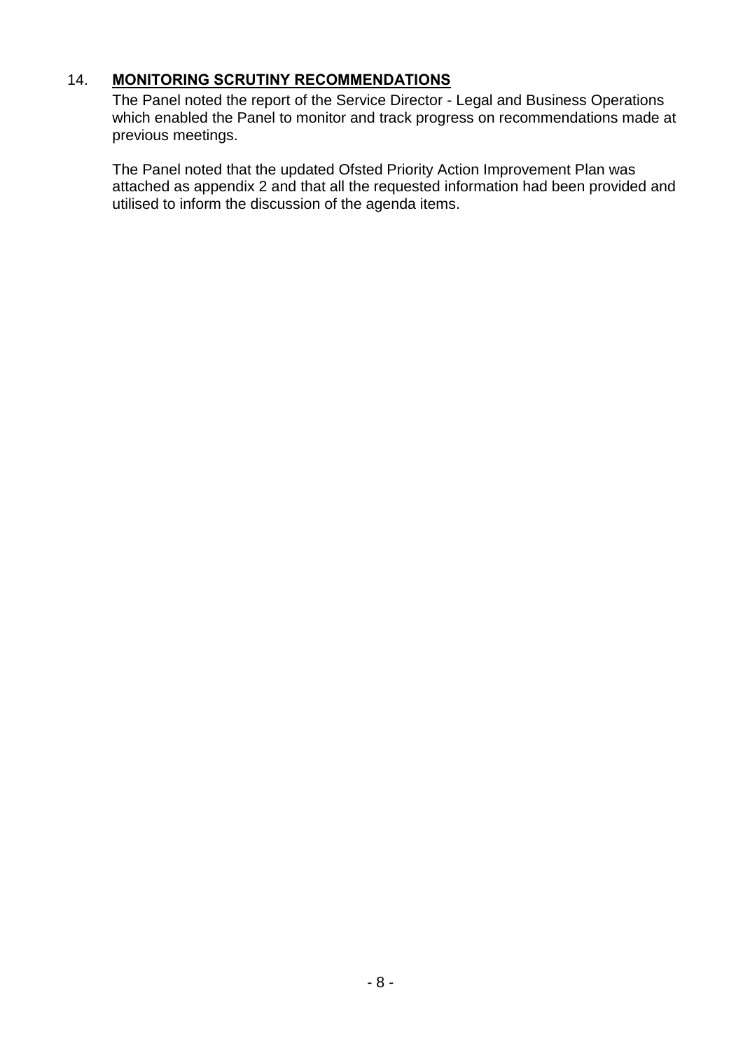## 14. **MONITORING SCRUTINY RECOMMENDATIONS**

The Panel noted the report of the Service Director - Legal and Business Operations which enabled the Panel to monitor and track progress on recommendations made at previous meetings.

The Panel noted that the updated Ofsted Priority Action Improvement Plan was attached as appendix 2 and that all the requested information had been provided and utilised to inform the discussion of the agenda items.